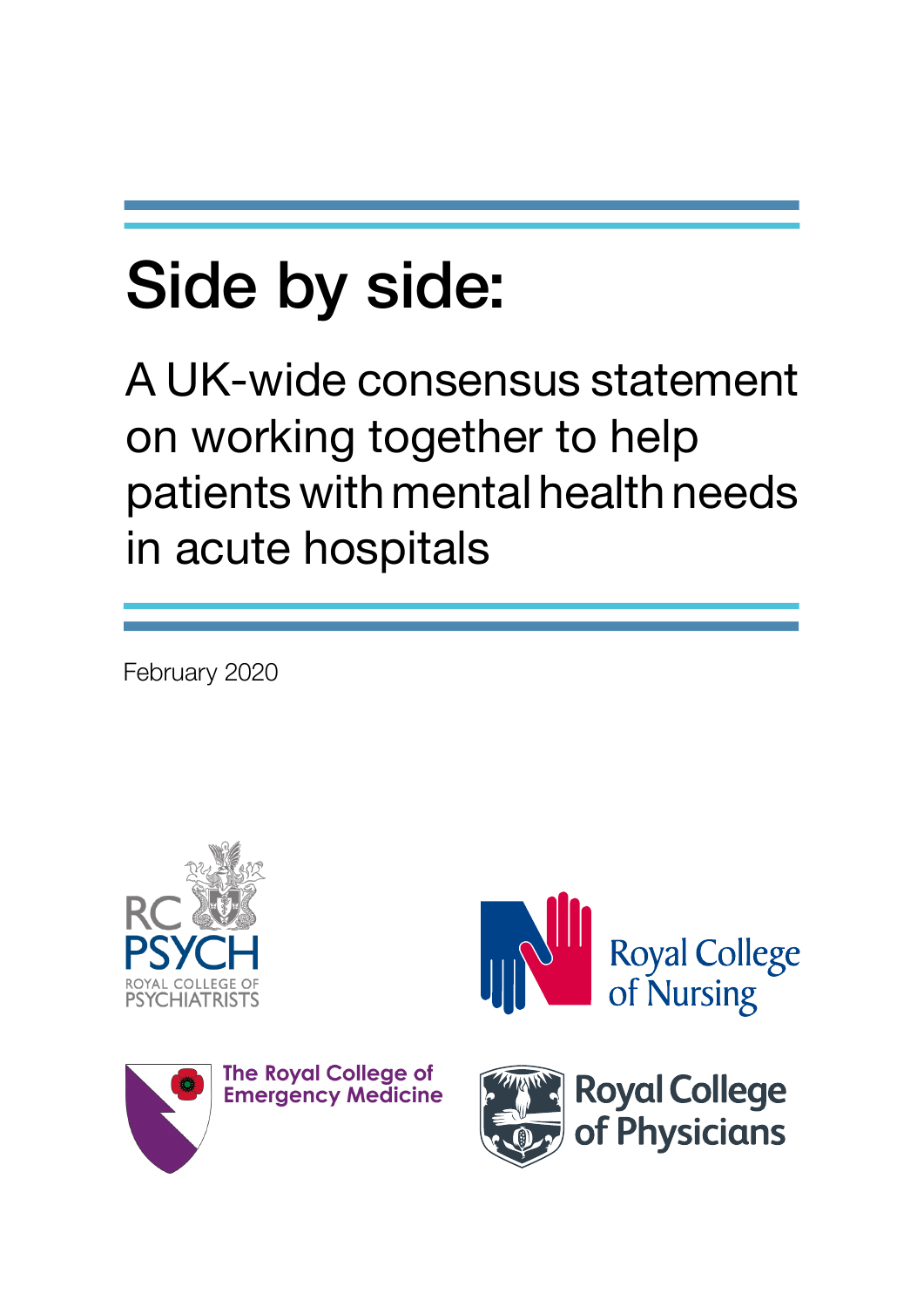# Side by side:

## A UK-wide consensus statement on working together to help patients with mental health needs in acute hospitals

February 2020

RC PSYCH
ROYAL COLLEGE OF PSYCHIATRISTS

Royal College of Nursing

The Royal College of Emergency Medicine

Royal College of Physicians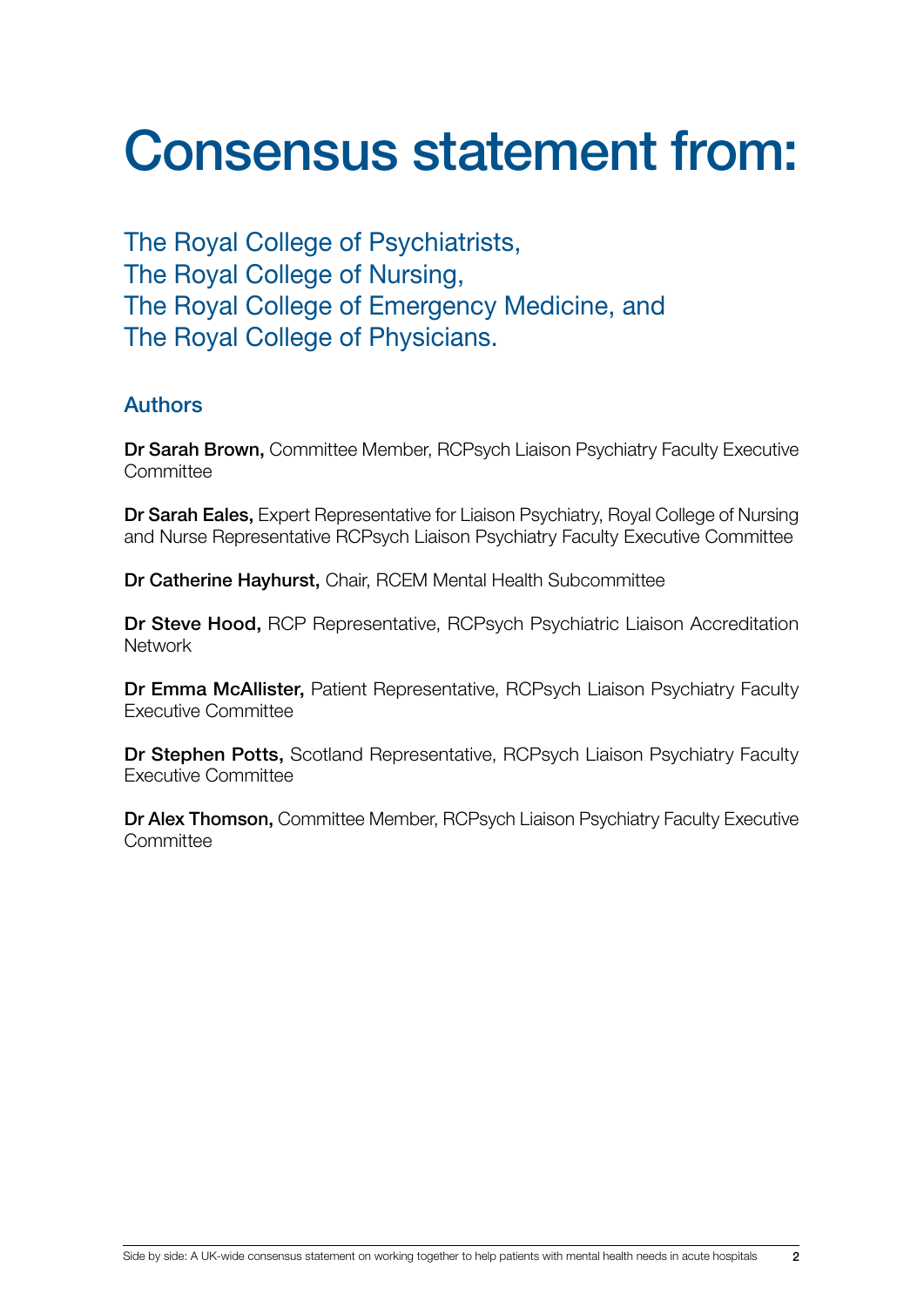# Consensus statement from:

## The Royal College of Psychiatrists, The Royal College of Nursing, The Royal College of Emergency Medicine, and The Royal College of Physicians.

### Authors

**Dr Sarah Brown,** Committee Member, RCPsych Liaison Psychiatry Faculty Executive Committee

**Dr Sarah Eales,** Expert Representative for Liaison Psychiatry, Royal College of Nursing and Nurse Representative RCPsych Liaison Psychiatry Faculty Executive Committee

**Dr Catherine Hayhurst,** Chair, RCEM Mental Health Subcommittee

**Dr Steve Hood,** RCP Representative, RCPsych Psychiatric Liaison Accreditation Network

**Dr Emma McAllister,** Patient Representative, RCPsych Liaison Psychiatry Faculty Executive Committee

**Dr Stephen Potts,** Scotland Representative, RCPsych Liaison Psychiatry Faculty Executive Committee

**Dr Alex Thomson,** Committee Member, RCPsych Liaison Psychiatry Faculty Executive Committee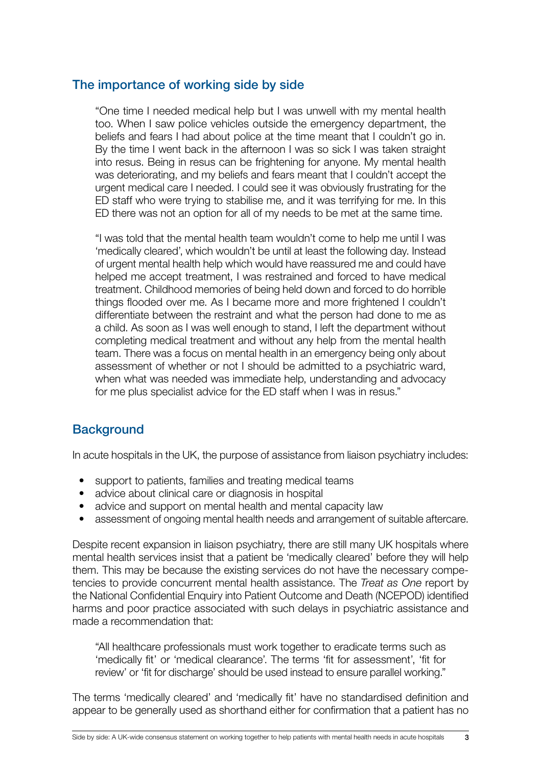## The importance of working side by side

> "One time I needed medical help but I was unwell with my mental health too. When I saw police vehicles outside the emergency department, the beliefs and fears I had about police at the time meant that I couldn't go in. By the time I went back in the afternoon I was so sick I was taken straight into resus. Being in resus can be frightening for anyone. My mental health was deteriorating, and my beliefs and fears meant that I couldn't accept the urgent medical care I needed. I could see it was obviously frustrating for the ED staff who were trying to stabilise me, and it was terrifying for me. In this ED there was not an option for all of my needs to be met at the same time.
>
> "I was told that the mental health team wouldn't come to help me until I was 'medically cleared', which wouldn't be until at least the following day. Instead of urgent mental health help which would have reassured me and could have helped me accept treatment, I was restrained and forced to have medical treatment. Childhood memories of being held down and forced to do horrible things flooded over me. As I became more and more frightened I couldn't differentiate between the restraint and what the person had done to me as a child. As soon as I was well enough to stand, I left the department without completing medical treatment and without any help from the mental health team. There was a focus on mental health in an emergency being only about assessment of whether or not I should be admitted to a psychiatric ward, when what was needed was immediate help, understanding and advocacy for me plus specialist advice for the ED staff when I was in resus."

## Background

In acute hospitals in the UK, the purpose of assistance from liaison psychiatry includes:

- support to patients, families and treating medical teams
- advice about clinical care or diagnosis in hospital
- advice and support on mental health and mental capacity law
- assessment of ongoing mental health needs and arrangement of suitable aftercare.

Despite recent expansion in liaison psychiatry, there are still many UK hospitals where mental health services insist that a patient be 'medically cleared' before they will help them. This may be because the existing services do not have the necessary competencies to provide concurrent mental health assistance. The *Treat as One* report by the National Confidential Enquiry into Patient Outcome and Death (NCEPOD) identified harms and poor practice associated with such delays in psychiatric assistance and made a recommendation that:

> "All healthcare professionals must work together to eradicate terms such as 'medically fit' or 'medical clearance'. The terms 'fit for assessment', 'fit for review' or 'fit for discharge' should be used instead to ensure parallel working."

The terms 'medically cleared' and 'medically fit' have no standardised definition and appear to be generally used as shorthand either for confirmation that a patient has no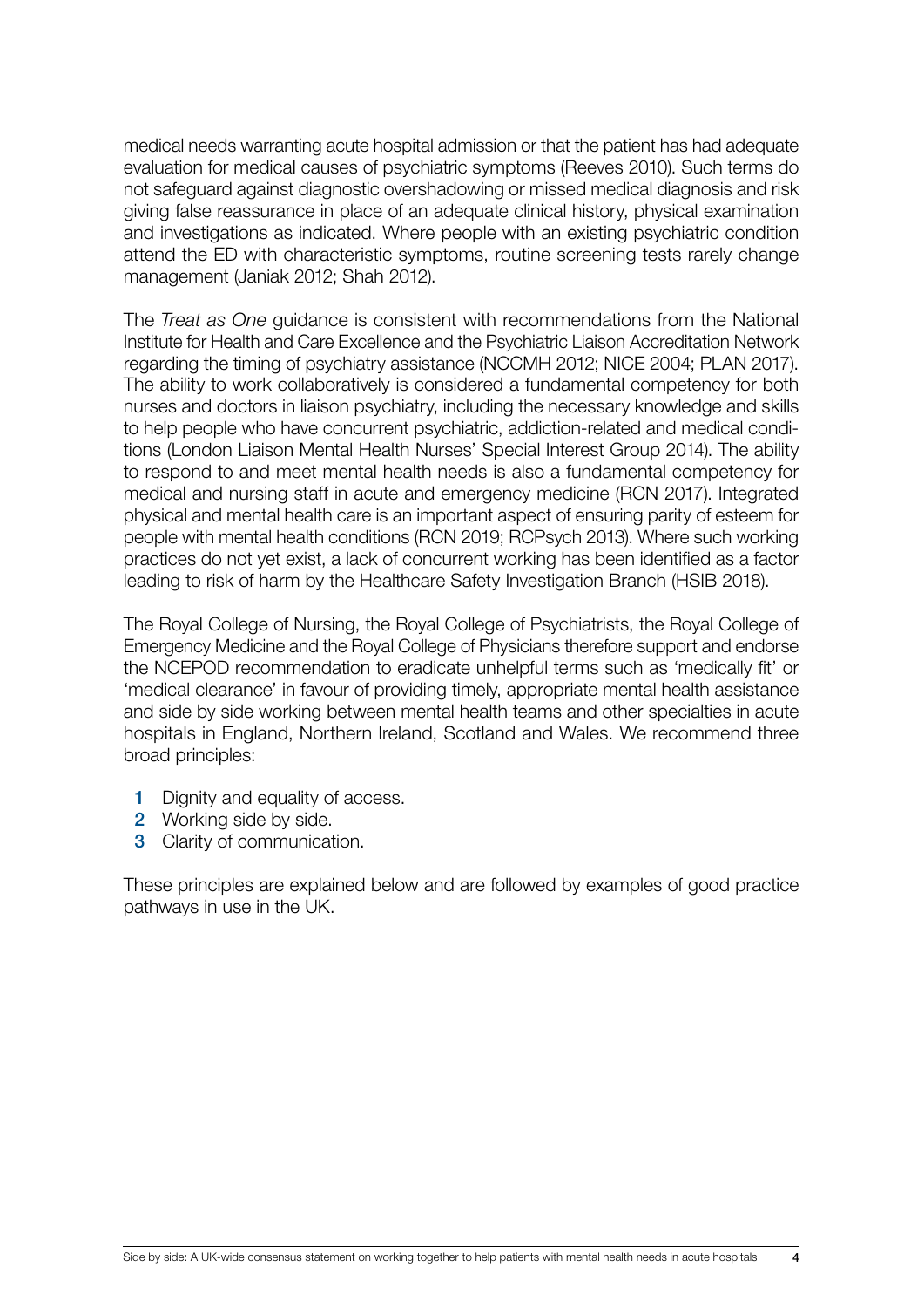medical needs warranting acute hospital admission or that the patient has had adequate evaluation for medical causes of psychiatric symptoms (Reeves 2010). Such terms do not safeguard against diagnostic overshadowing or missed medical diagnosis and risk giving false reassurance in place of an adequate clinical history, physical examination and investigations as indicated. Where people with an existing psychiatric condition attend the ED with characteristic symptoms, routine screening tests rarely change management (Janiak 2012; Shah 2012).

The *Treat as One* guidance is consistent with recommendations from the National Institute for Health and Care Excellence and the Psychiatric Liaison Accreditation Network regarding the timing of psychiatry assistance (NCCMH 2012; NICE 2004; PLAN 2017). The ability to work collaboratively is considered a fundamental competency for both nurses and doctors in liaison psychiatry, including the necessary knowledge and skills to help people who have concurrent psychiatric, addiction-related and medical conditions (London Liaison Mental Health Nurses' Special Interest Group 2014). The ability to respond to and meet mental health needs is also a fundamental competency for medical and nursing staff in acute and emergency medicine (RCN 2017). Integrated physical and mental health care is an important aspect of ensuring parity of esteem for people with mental health conditions (RCN 2019; RCPsych 2013). Where such working practices do not yet exist, a lack of concurrent working has been identified as a factor leading to risk of harm by the Healthcare Safety Investigation Branch (HSIB 2018).

The Royal College of Nursing, the Royal College of Psychiatrists, the Royal College of Emergency Medicine and the Royal College of Physicians therefore support and endorse the NCEPOD recommendation to eradicate unhelpful terms such as 'medically fit' or 'medical clearance' in favour of providing timely, appropriate mental health assistance and side by side working between mental health teams and other specialties in acute hospitals in England, Northern Ireland, Scotland and Wales. We recommend three broad principles:

1. Dignity and equality of access.
2. Working side by side.
3. Clarity of communication.

These principles are explained below and are followed by examples of good practice pathways in use in the UK.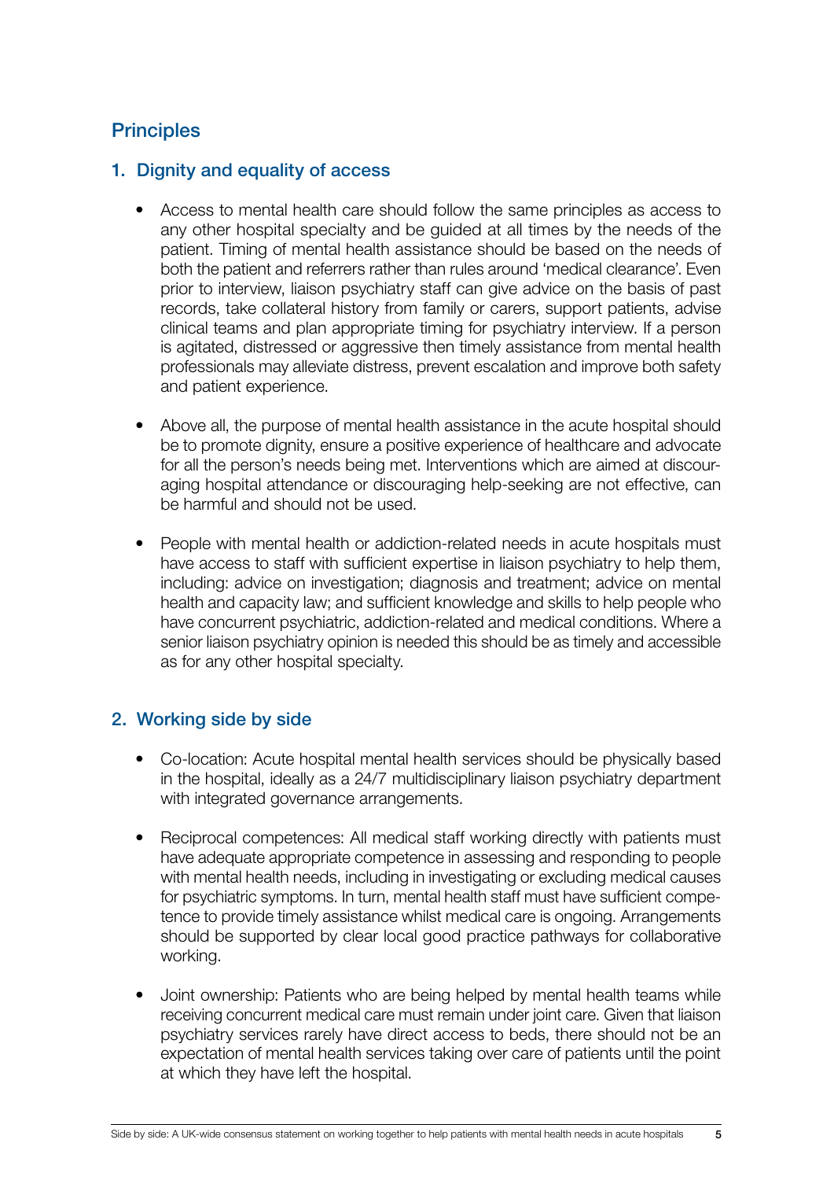## Principles

### 1. Dignity and equality of access

- Access to mental health care should follow the same principles as access to any other hospital specialty and be guided at all times by the needs of the patient. Timing of mental health assistance should be based on the needs of both the patient and referrers rather than rules around 'medical clearance'. Even prior to interview, liaison psychiatry staff can give advice on the basis of past records, take collateral history from family or carers, support patients, advise clinical teams and plan appropriate timing for psychiatry interview. If a person is agitated, distressed or aggressive then timely assistance from mental health professionals may alleviate distress, prevent escalation and improve both safety and patient experience.

- Above all, the purpose of mental health assistance in the acute hospital should be to promote dignity, ensure a positive experience of healthcare and advocate for all the person's needs being met. Interventions which are aimed at discouraging hospital attendance or discouraging help-seeking are not effective, can be harmful and should not be used.

- People with mental health or addiction-related needs in acute hospitals must have access to staff with sufficient expertise in liaison psychiatry to help them, including: advice on investigation; diagnosis and treatment; advice on mental health and capacity law; and sufficient knowledge and skills to help people who have concurrent psychiatric, addiction-related and medical conditions. Where a senior liaison psychiatry opinion is needed this should be as timely and accessible as for any other hospital specialty.

### 2. Working side by side

- Co-location: Acute hospital mental health services should be physically based in the hospital, ideally as a 24/7 multidisciplinary liaison psychiatry department with integrated governance arrangements.

- Reciprocal competences: All medical staff working directly with patients must have adequate appropriate competence in assessing and responding to people with mental health needs, including in investigating or excluding medical causes for psychiatric symptoms. In turn, mental health staff must have sufficient competence to provide timely assistance whilst medical care is ongoing. Arrangements should be supported by clear local good practice pathways for collaborative working.

- Joint ownership: Patients who are being helped by mental health teams while receiving concurrent medical care must remain under joint care. Given that liaison psychiatry services rarely have direct access to beds, there should not be an expectation of mental health services taking over care of patients until the point at which they have left the hospital.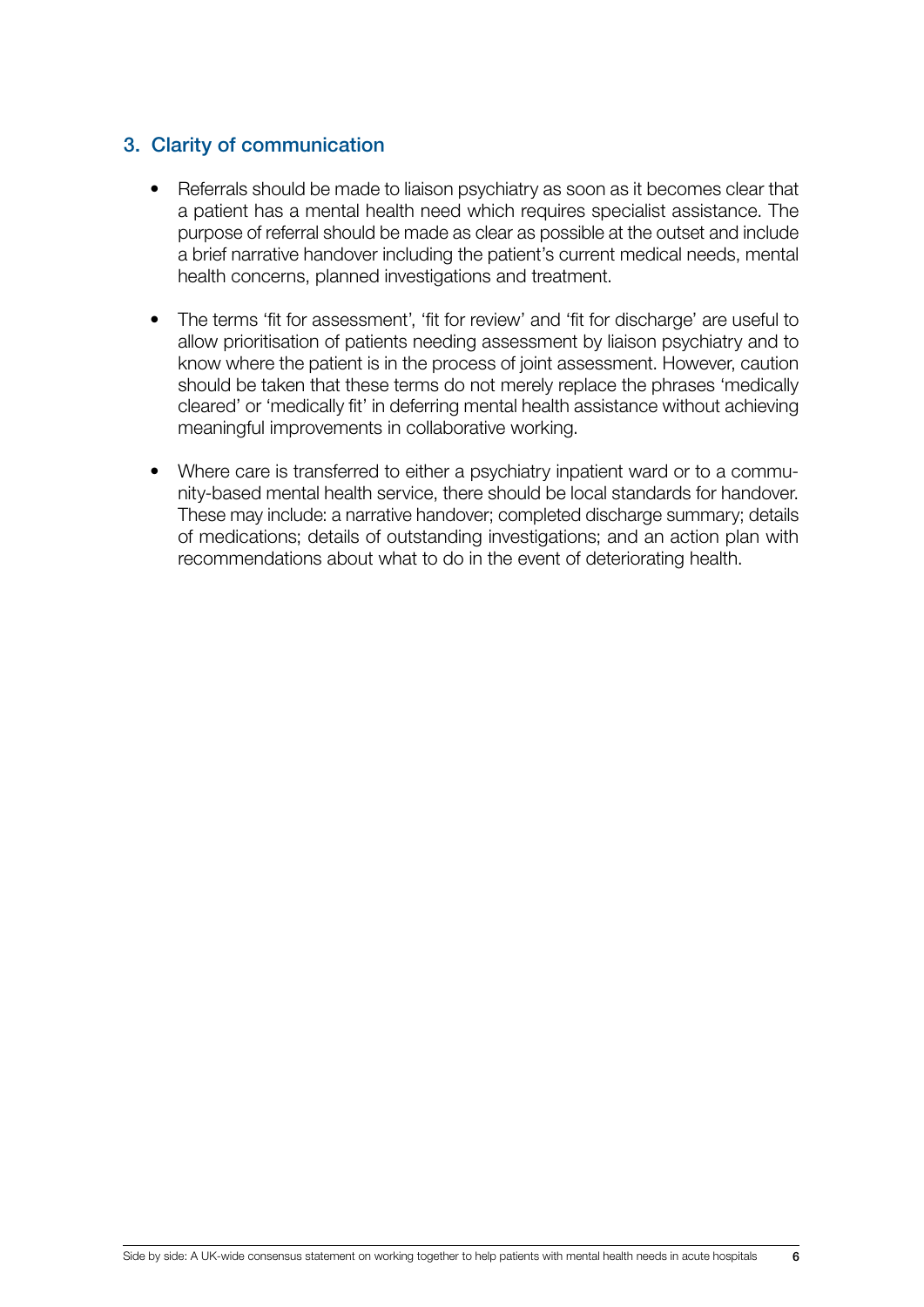## 3. Clarity of communication

- Referrals should be made to liaison psychiatry as soon as it becomes clear that a patient has a mental health need which requires specialist assistance. The purpose of referral should be made as clear as possible at the outset and include a brief narrative handover including the patient's current medical needs, mental health concerns, planned investigations and treatment.

- The terms 'fit for assessment', 'fit for review' and 'fit for discharge' are useful to allow prioritisation of patients needing assessment by liaison psychiatry and to know where the patient is in the process of joint assessment. However, caution should be taken that these terms do not merely replace the phrases 'medically cleared' or 'medically fit' in deferring mental health assistance without achieving meaningful improvements in collaborative working.

- Where care is transferred to either a psychiatry inpatient ward or to a community-based mental health service, there should be local standards for handover. These may include: a narrative handover; completed discharge summary; details of medications; details of outstanding investigations; and an action plan with recommendations about what to do in the event of deteriorating health.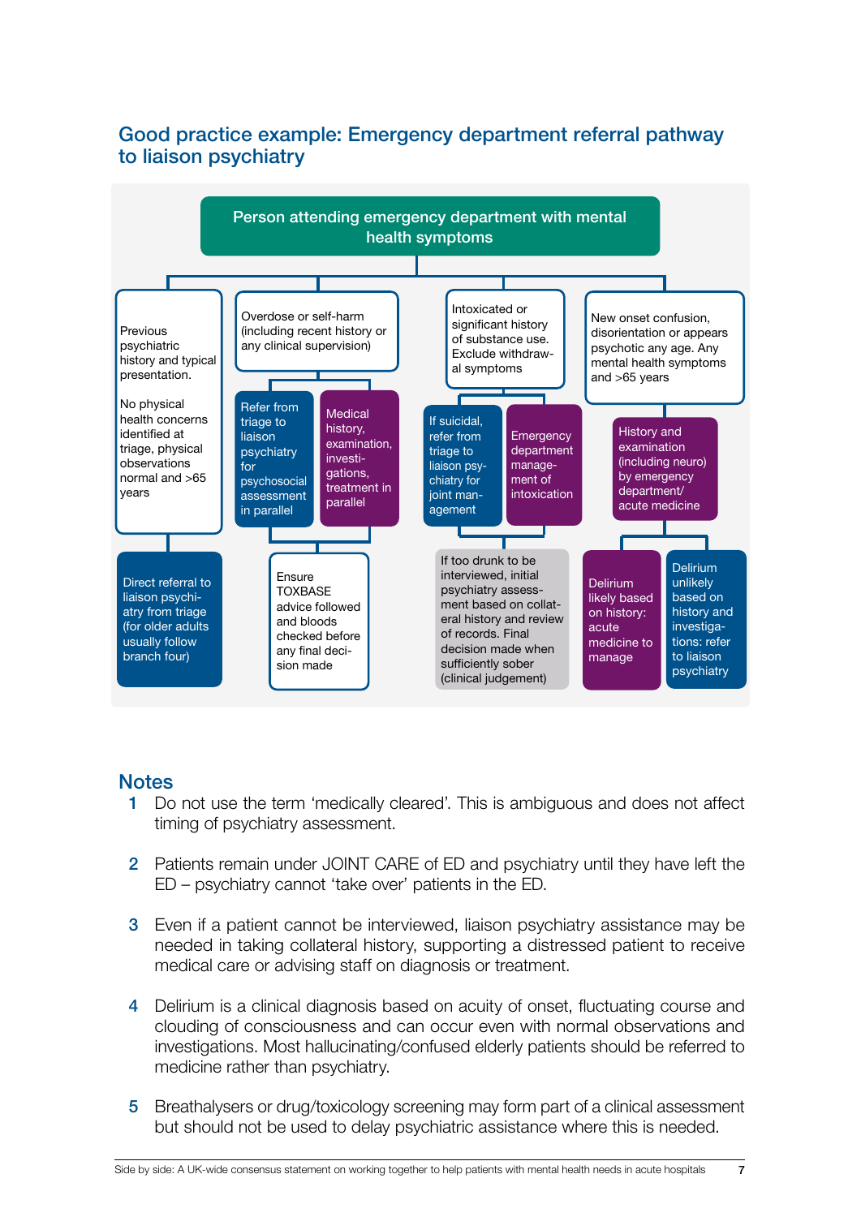## Good practice example: Emergency department referral pathway to liaison psychiatry

**Person attending emergency department with mental health symptoms**

**Branch one:** Previous psychiatric history and typical presentation. No physical health concerns identified at triage, physical observations normal and >65 years

- Direct referral to liaison psychiatry from triage (for older adults usually follow branch four)

**Branch two:** Overdose or self-harm (including recent history or any clinical supervision)

- Refer from triage to liaison psychiatry for psychosocial assessment in parallel
- Medical history, examination, investigations, treatment in parallel
- Ensure TOXBASE advice followed and bloods checked before any final decision made

**Branch three:** Intoxicated or significant history of substance use. Exclude withdrawal symptoms

- If suicidal, refer from triage to liaison psychiatry for joint management
- Emergency department management of intoxication
- If too drunk to be interviewed, initial psychiatry assessment based on collateral history and review of records. Final decision made when sufficiently sober (clinical judgement)

**Branch four:** New onset confusion, disorientation or appears psychotic any age. Any mental health symptoms and >65 years

- History and examination (including neuro) by emergency department/ acute medicine
  - Delirium likely based on history: acute medicine to manage
  - Delirium unlikely based on history and investigations: refer to liaison psychiatry

## Notes

1. Do not use the term 'medically cleared'. This is ambiguous and does not affect timing of psychiatry assessment.
2. Patients remain under JOINT CARE of ED and psychiatry until they have left the ED – psychiatry cannot 'take over' patients in the ED.
3. Even if a patient cannot be interviewed, liaison psychiatry assistance may be needed in taking collateral history, supporting a distressed patient to receive medical care or advising staff on diagnosis or treatment.
4. Delirium is a clinical diagnosis based on acuity of onset, fluctuating course and clouding of consciousness and can occur even with normal observations and investigations. Most hallucinating/confused elderly patients should be referred to medicine rather than psychiatry.
5. Breathalysers or drug/toxicology screening may form part of a clinical assessment but should not be used to delay psychiatric assistance where this is needed.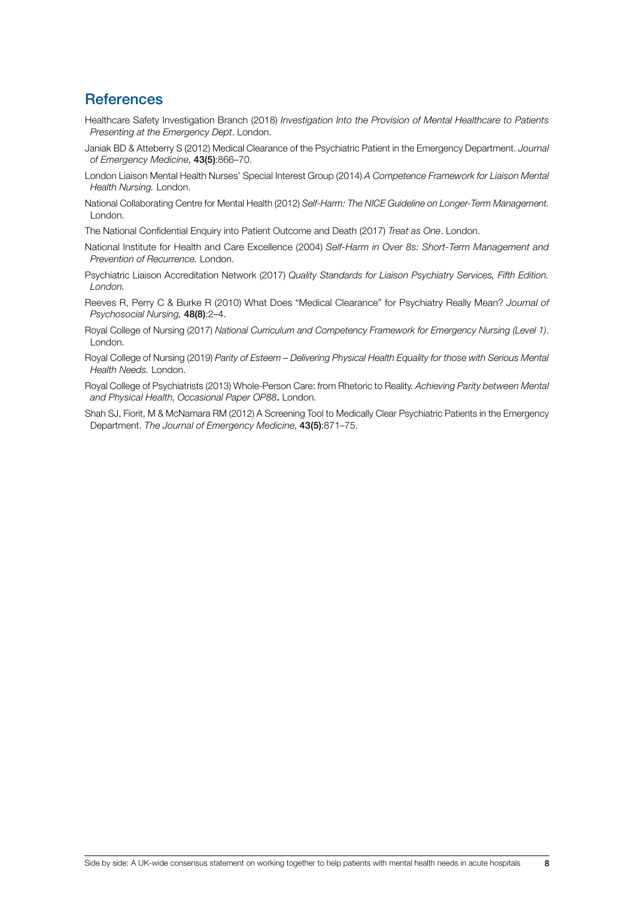## References

Healthcare Safety Investigation Branch (2018) *Investigation Into the Provision of Mental Healthcare to Patients Presenting at the Emergency Dept*. London.

Janiak BD & Atteberry S (2012) Medical Clearance of the Psychiatric Patient in the Emergency Department. *Journal of Emergency Medicine*, **43(5)**:866–70.

London Liaison Mental Health Nurses' Special Interest Group (2014) *A Competence Framework for Liaison Mental Health Nursing.* London.

National Collaborating Centre for Mental Health (2012) *Self-Harm: The NICE Guideline on Longer-Term Management.* London.

The National Confidential Enquiry into Patient Outcome and Death (2017) *Treat as One*. London.

National Institute for Health and Care Excellence (2004) *Self-Harm in Over 8s: Short-Term Management and Prevention of Recurrence.* London.

Psychiatric Liaison Accreditation Network (2017) *Quality Standards for Liaison Psychiatry Services, Fifth Edition. London.*

Reeves R, Perry C & Burke R (2010) What Does "Medical Clearance" for Psychiatry Really Mean? *Journal of Psychosocial Nursing,* **48(8)**:2–4.

Royal College of Nursing (2017) *National Curriculum and Competency Framework for Emergency Nursing (Level 1)*. London.

Royal College of Nursing (2019) *Parity of Esteem – Delivering Physical Health Equality for those with Serious Mental Health Needs.* London.

Royal College of Psychiatrists (2013) Whole-Person Care: from Rhetoric to Reality. *Achieving Parity between Mental and Physical Health*, *Occasional Paper OP88*. London.

Shah SJ, Fiorit, M & McNamara RM (2012) A Screening Tool to Medically Clear Psychiatric Patients in the Emergency Department. *The Journal of Emergency Medicine*, **43(5)**:871–75.